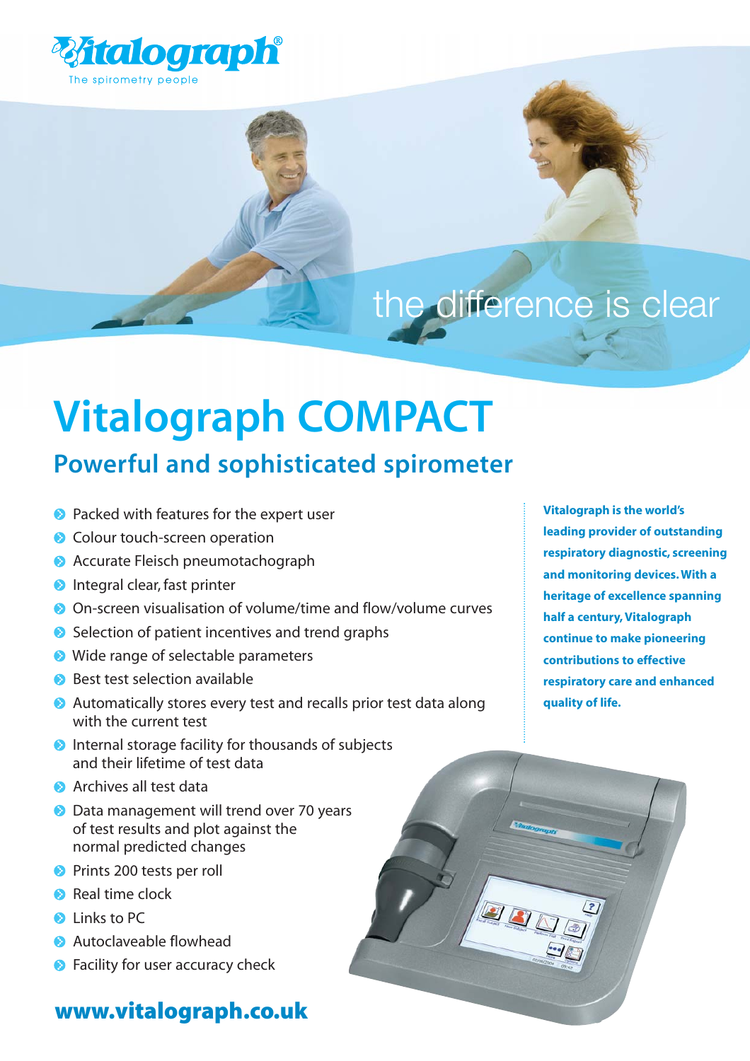Vitalograph®

The spirometry people

the difference is clear

# Vitalograph COMPACT

## Powerful and sophisticated spirometer

- Packed with features for the expert user
- Colour touch-screen operation
- Accurate Fleisch pneumotachograph
- Integral clear, fast printer
- On-screen visualisation of volume/time and flow/volume curves
- Selection of patient incentives and trend graphs
- Wide range of selectable parameters
- Best test selection available
- Automatically stores every test and recalls prior test data along with the current test
- Internal storage facility for thousands of subjects and their lifetime of test data
- Archives all test data
- Data management will trend over 70 years of test results and plot against the normal predicted changes
- Prints 200 tests per roll
- Real time clock
- Links to PC
- Autoclaveable flowhead
- Facility for user accuracy check

**Vitalograph is the world's leading provider of outstanding respiratory diagnostic, screening and monitoring devices. With a heritage of excellence spanning half a century, Vitalograph continue to make pioneering contributions to effective respiratory care and enhanced quality of life.**

**www.vitalograph.co.uk**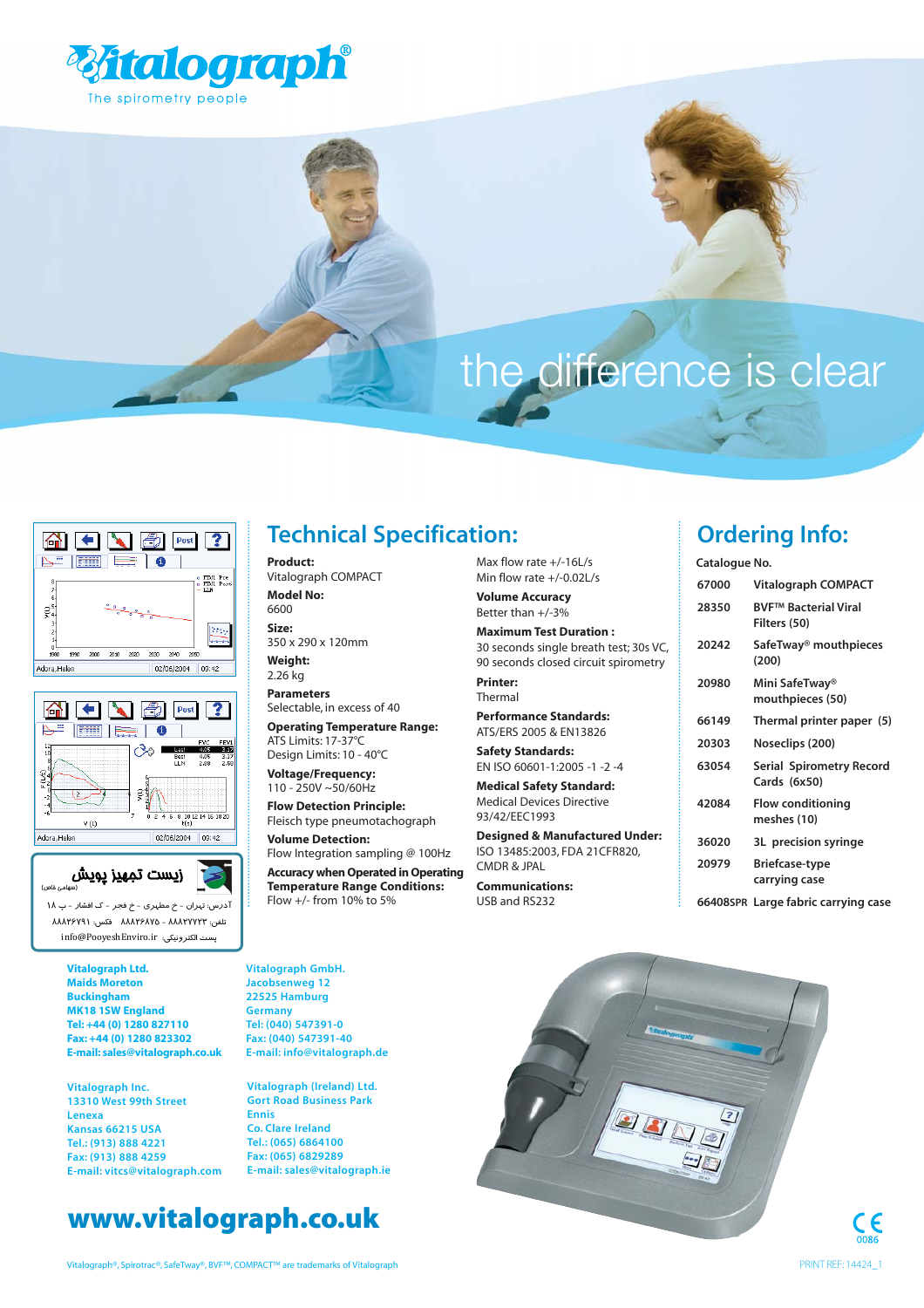# Vitalograph®

The spirometry people

the difference is clear

## Technical Specification:

**Product:**
Vitalograph COMPACT

**Model No:**
6600

**Size:**
350 x 290 x 120mm

**Weight:**
2.26 kg

**Parameters**
Selectable, in excess of 40

**Operating Temperature Range:**
ATS Limits: 17-37°C
Design Limits: 10 - 40°C

**Voltage/Frequency:**
110 - 250V ~50/60Hz

**Flow Detection Principle:**
Fleisch type pneumotachograph

**Volume Detection:**
Flow Integration sampling @ 100Hz

**Accuracy when Operated in Operating Temperature Range Conditions:**
Flow +/- from 10% to 5%

Max flow rate +/-16L/s
Min flow rate +/-0.02L/s

**Volume Accuracy**
Better than +/-3%

**Maximum Test Duration :**
30 seconds single breath test; 30s VC, 90 seconds closed circuit spirometry

**Printer:**
Thermal

**Performance Standards:**
ATS/ERS 2005 & EN13826

**Safety Standards:**
EN ISO 60601-1:2005 -1 -2 -4

**Medical Safety Standard:**
Medical Devices Directive 93/42/EEC1993

**Designed & Manufactured Under:**
ISO 13485:2003, FDA 21CFR820, CMDR & JPAL

**Communications:**
USB and RS232

## Ordering Info:

| Catalogue No. | |
|---|---|
| 67000 | Vitalograph COMPACT |
| 28350 | BVF™ Bacterial Viral Filters (50) |
| 20242 | SafeTway® mouthpieces (200) |
| 20980 | Mini SafeTway® mouthpieces (50) |
| 66149 | Thermal printer paper (5) |
| 20303 | Noseclips (200) |
| 63054 | Serial Spirometry Record Cards (6x50) |
| 42084 | Flow conditioning meshes (10) |
| 36020 | 3L precision syringe |
| 20979 | Briefcase-type carrying case |
| 66408SPR | Large fabric carrying case |

زیست تجهیز پویش
(سهامی خاص)
آدرس: تهران - خ مطهری - خ فجر - ک افشار - پ ۱۸
تلفن: ۸۸۸۲۷۷۲۳ - ۸۸۸۲۶۸۷۵ فکس: ۸۸۸۲۶۷۹۱
پست الکترونیکی: info@PooyeshEnviro.ir

**Vitalograph Ltd.**
**Maids Moreton**
**Buckingham**
**MK18 1SW England**
**Tel: +44 (0) 1280 827110**
**Fax: +44 (0) 1280 823302**
**E-mail: sales@vitalograph.co.uk**

Vitalograph GmbH.
Jacobsenweg 12
22525 Hamburg
Germany
Tel: (040) 547391-0
Fax: (040) 547391-40
E-mail: info@vitalograph.de

Vitalograph Inc.
13310 West 99th Street
Lenexa
Kansas 66215 USA
Tel.: (913) 888 4221
Fax: (913) 888 4259
E-mail: vitcs@vitalograph.com

Vitalograph (Ireland) Ltd.
Gort Road Business Park
Ennis
Co. Clare Ireland
Tel.: (065) 6864100
Fax: (065) 6829289
E-mail: sales@vitalograph.ie

**www.vitalograph.co.uk**

CE 0086

Vitalograph®, Spirotrac®, SafeTway®, BVF™, COMPACT™ are trademarks of Vitalograph

PRINT REF: 14424_1